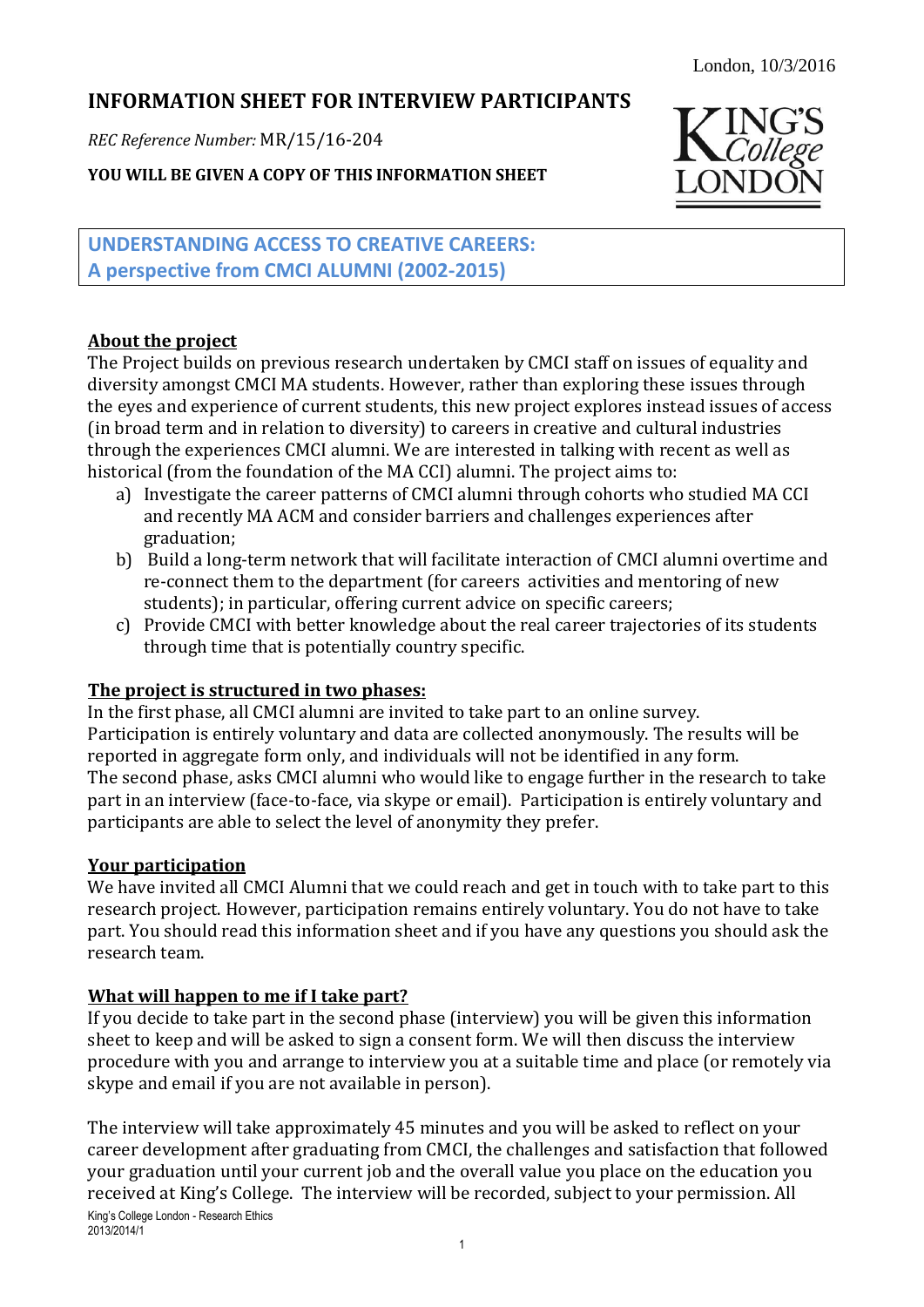London, 10/3/2016

# INFORMATION SHEET FOR INTERVIEW PARTICIPANTS

*REC Reference Number:* MR/15/16-204

**YOU WILL BE GIVEN A COPY OF THIS INFORMATION SHEET**

## UNDERSTANDING ACCESS TO CREATIVE CAREERS: A perspective from CMCI ALUMNI (2002-2015)

### About the project

The Project builds on previous research undertaken by CMCI staff on issues of equality and diversity amongst CMCI MA students. However, rather than exploring these issues through the eyes and experience of current students, this new project explores instead issues of access (in broad term and in relation to diversity) to careers in creative and cultural industries through the experiences CMCI alumni. We are interested in talking with recent as well as historical (from the foundation of the MA CCI) alumni. The project aims to:

a) Investigate the career patterns of CMCI alumni through cohorts who studied MA CCI and recently MA ACM and consider barriers and challenges experiences after graduation;
b) Build a long-term network that will facilitate interaction of CMCI alumni overtime and re-connect them to the department (for careers activities and mentoring of new students); in particular, offering current advice on specific careers;
c) Provide CMCI with better knowledge about the real career trajectories of its students through time that is potentially country specific.

### The project is structured in two phases:

In the first phase, all CMCI alumni are invited to take part to an online survey. Participation is entirely voluntary and data are collected anonymously. The results will be reported in aggregate form only, and individuals will not be identified in any form.
The second phase, asks CMCI alumni who would like to engage further in the research to take part in an interview (face-to-face, via skype or email). Participation is entirely voluntary and participants are able to select the level of anonymity they prefer.

### Your participation

We have invited all CMCI Alumni that we could reach and get in touch with to take part to this research project. However, participation remains entirely voluntary. You do not have to take part. You should read this information sheet and if you have any questions you should ask the research team.

### What will happen to me if I take part?

If you decide to take part in the second phase (interview) you will be given this information sheet to keep and will be asked to sign a consent form. We will then discuss the interview procedure with you and arrange to interview you at a suitable time and place (or remotely via skype and email if you are not available in person).

The interview will take approximately 45 minutes and you will be asked to reflect on your career development after graduating from CMCI, the challenges and satisfaction that followed your graduation until your current job and the overall value you place on the education you received at King's College. The interview will be recorded, subject to your permission. All

King's College London - Research Ethics
2013/2014/1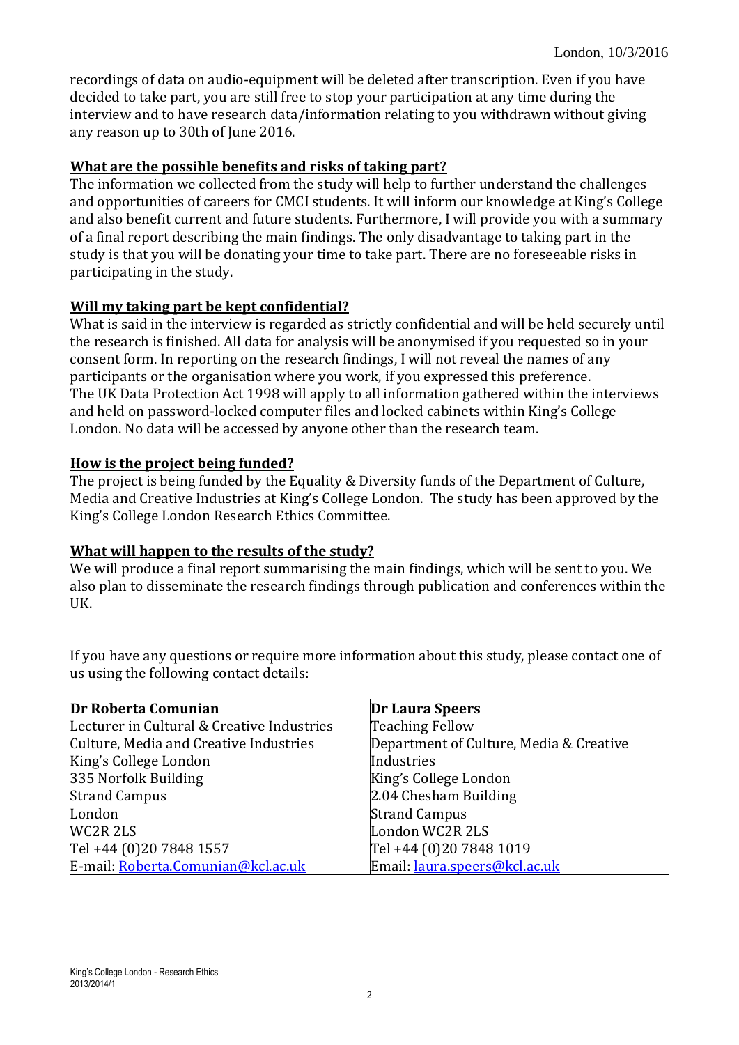London, 10/3/2016

recordings of data on audio-equipment will be deleted after transcription. Even if you have decided to take part, you are still free to stop your participation at any time during the interview and to have research data/information relating to you withdrawn without giving any reason up to 30th of June 2016.

**What are the possible benefits and risks of taking part?**

The information we collected from the study will help to further understand the challenges and opportunities of careers for CMCI students. It will inform our knowledge at King's College and also benefit current and future students. Furthermore, I will provide you with a summary of a final report describing the main findings. The only disadvantage to taking part in the study is that you will be donating your time to take part. There are no foreseeable risks in participating in the study.

**Will my taking part be kept confidential?**

What is said in the interview is regarded as strictly confidential and will be held securely until the research is finished. All data for analysis will be anonymised if you requested so in your consent form. In reporting on the research findings, I will not reveal the names of any participants or the organisation where you work, if you expressed this preference.
The UK Data Protection Act 1998 will apply to all information gathered within the interviews and held on password-locked computer files and locked cabinets within King's College London. No data will be accessed by anyone other than the research team.

**How is the project being funded?**

The project is being funded by the Equality & Diversity funds of the Department of Culture, Media and Creative Industries at King's College London. The study has been approved by the King's College London Research Ethics Committee.

**What will happen to the results of the study?**

We will produce a final report summarising the main findings, which will be sent to you. We also plan to disseminate the research findings through publication and conferences within the UK.

If you have any questions or require more information about this study, please contact one of us using the following contact details:

| **Dr Roberta Comunian** | **Dr Laura Speers** |
|---|---|
| Lecturer in Cultural & Creative Industries | Teaching Fellow |
| Culture, Media and Creative Industries | Department of Culture, Media & Creative Industries |
| King's College London | King's College London |
| 335 Norfolk Building | 2.04 Chesham Building |
| Strand Campus | Strand Campus |
| London | London WC2R 2LS |
| WC2R 2LS | Tel +44 (0)20 7848 1019 |
| Tel +44 (0)20 7848 1557 | Email: laura.speers@kcl.ac.uk |
| E-mail: Roberta.Comunian@kcl.ac.uk | |

King's College London - Research Ethics
2013/2014/1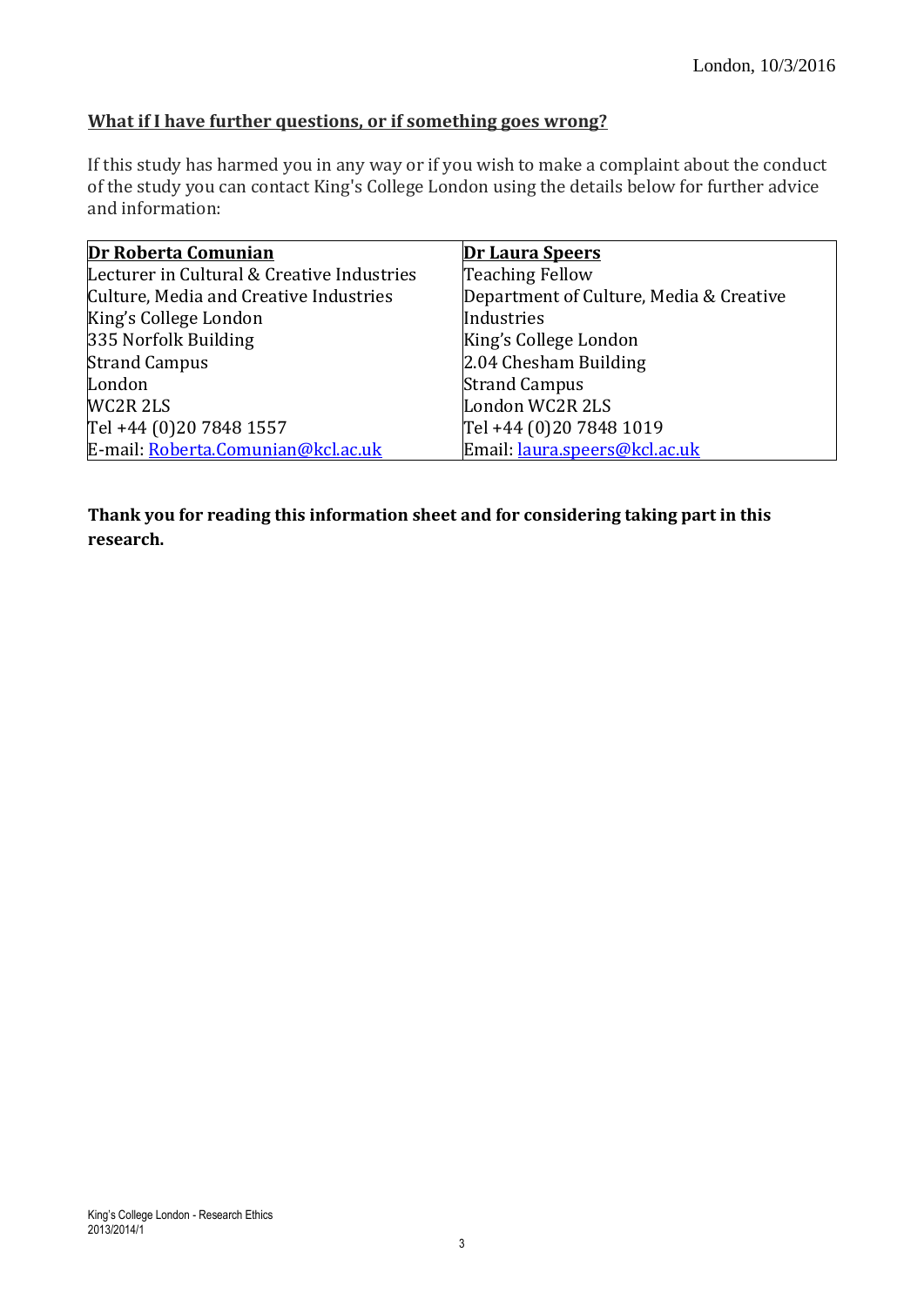London, 10/3/2016

## What if I have further questions, or if something goes wrong?

If this study has harmed you in any way or if you wish to make a complaint about the conduct of the study you can contact King's College London using the details below for further advice and information:

| **Dr Roberta Comunian** | **Dr Laura Speers** |
|---|---|
| Lecturer in Cultural & Creative Industries<br>Culture, Media and Creative Industries<br>King's College London<br>335 Norfolk Building<br>Strand Campus<br>London<br>WC2R 2LS<br>Tel +44 (0)20 7848 1557<br>E-mail: Roberta.Comunian@kcl.ac.uk | Teaching Fellow<br>Department of Culture, Media & Creative Industries<br>King's College London<br>2.04 Chesham Building<br>Strand Campus<br>London WC2R 2LS<br>Tel +44 (0)20 7848 1019<br>Email: laura.speers@kcl.ac.uk |

**Thank you for reading this information sheet and for considering taking part in this research.**

King's College London - Research Ethics
2013/2014/1